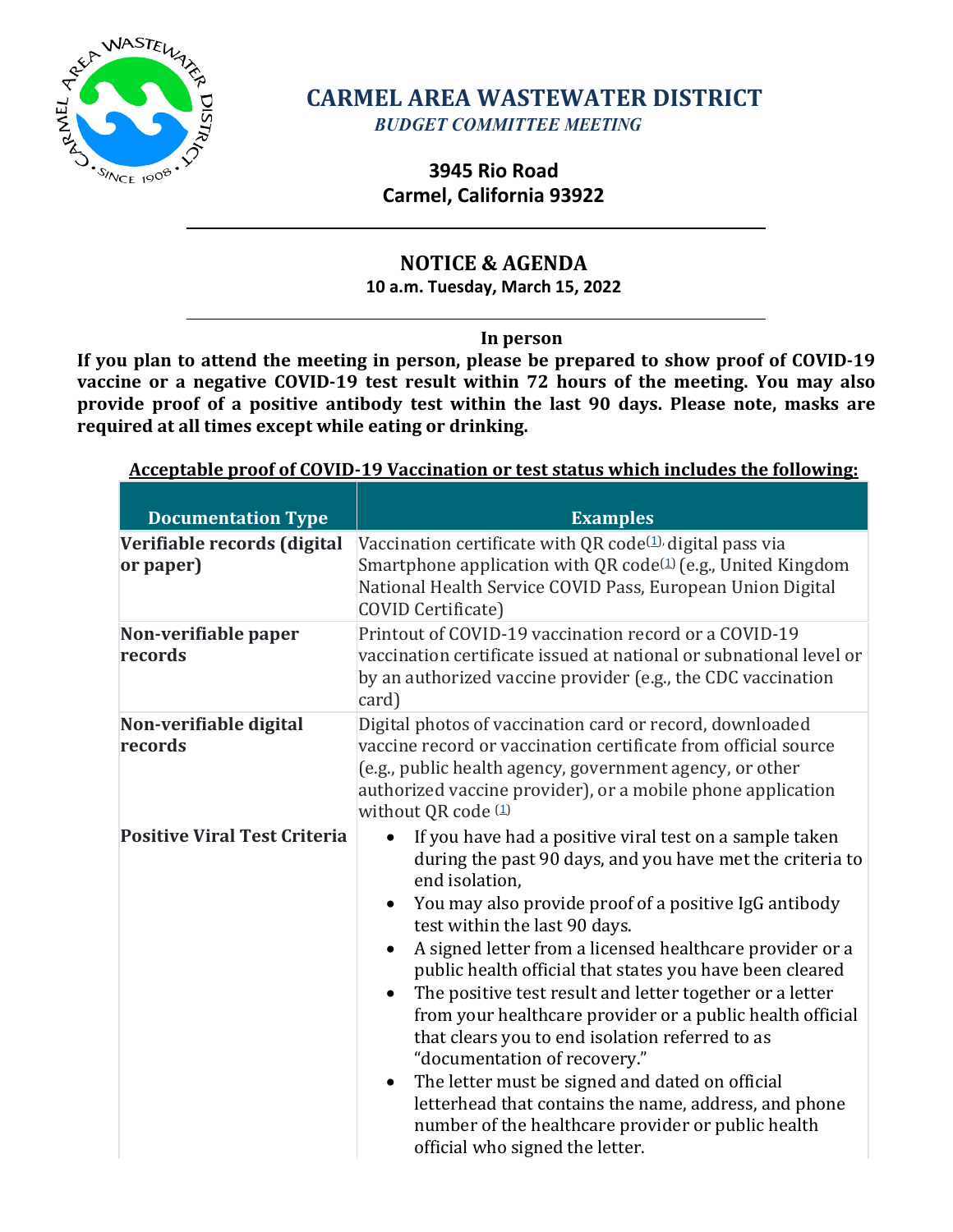# CARMEL AREA WASTEWATER DISTRICT

*BUDGET COMMITTEE MEETING*

**3945 Rio Road**
**Carmel, California 93922**

## NOTICE & AGENDA

**10 a.m. Tuesday, March 15, 2022**

**In person**

**If you plan to attend the meeting in person, please be prepared to show proof of COVID-19 vaccine or a negative COVID-19 test result within 72 hours of the meeting. You may also provide proof of a positive antibody test within the last 90 days. Please note, masks are required at all times except while eating or drinking.**

**Acceptable proof of COVID-19 Vaccination or test status which includes the following:**

| Documentation Type | Examples |
|---|---|
| **Verifiable records (digital or paper)** | Vaccination certificate with QR code[1], digital pass via Smartphone application with QR code[1] (e.g., United Kingdom National Health Service COVID Pass, European Union Digital COVID Certificate) |
| **Non-verifiable paper records** | Printout of COVID-19 vaccination record or a COVID-19 vaccination certificate issued at national or subnational level or by an authorized vaccine provider (e.g., the CDC vaccination card) |
| **Non-verifiable digital records** | Digital photos of vaccination card or record, downloaded vaccine record or vaccination certificate from official source (e.g., public health agency, government agency, or other authorized vaccine provider), or a mobile phone application without QR code [1] |
| **Positive Viral Test Criteria** | • If you have had a positive viral test on a sample taken during the past 90 days, and you have met the criteria to end isolation,<br>• You may also provide proof of a positive IgG antibody test within the last 90 days.<br>• A signed letter from a licensed healthcare provider or a public health official that states you have been cleared<br>• The positive test result and letter together or a letter from your healthcare provider or a public health official that clears you to end isolation referred to as "documentation of recovery."<br>• The letter must be signed and dated on official letterhead that contains the name, address, and phone number of the healthcare provider or public health official who signed the letter. |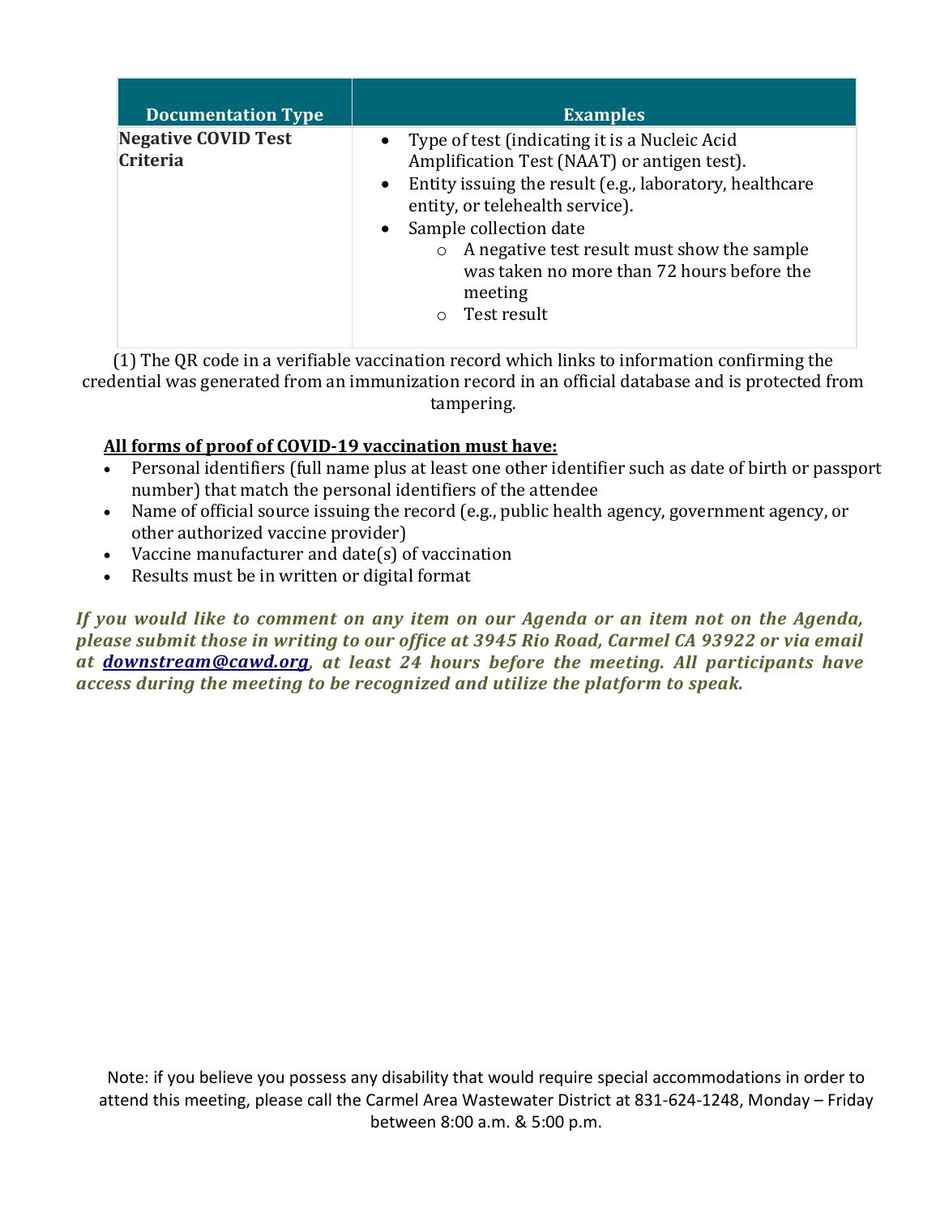| Documentation Type | Examples |
|---|---|
| **Negative COVID Test Criteria** | • Type of test (indicating it is a Nucleic Acid Amplification Test (NAAT) or antigen test).<br>• Entity issuing the result (e.g., laboratory, healthcare entity, or telehealth service).<br>• Sample collection date<br>&nbsp;&nbsp;&nbsp;&nbsp;○ A negative test result must show the sample was taken no more than 72 hours before the meeting<br>&nbsp;&nbsp;&nbsp;&nbsp;○ Test result |

(1) The QR code in a verifiable vaccination record which links to information confirming the credential was generated from an immunization record in an official database and is protected from tampering.

**All forms of proof of COVID-19 vaccination must have:**

- Personal identifiers (full name plus at least one other identifier such as date of birth or passport number) that match the personal identifiers of the attendee
- Name of official source issuing the record (e.g., public health agency, government agency, or other authorized vaccine provider)
- Vaccine manufacturer and date(s) of vaccination
- Results must be in written or digital format

***If you would like to comment on any item on our Agenda or an item not on the Agenda, please submit those in writing to our office at 3945 Rio Road, Carmel CA 93922 or via email at downstream@cawd.org, at least 24 hours before the meeting. All participants have access during the meeting to be recognized and utilize the platform to speak.***

Note: if you believe you possess any disability that would require special accommodations in order to attend this meeting, please call the Carmel Area Wastewater District at 831-624-1248, Monday – Friday between 8:00 a.m. & 5:00 p.m.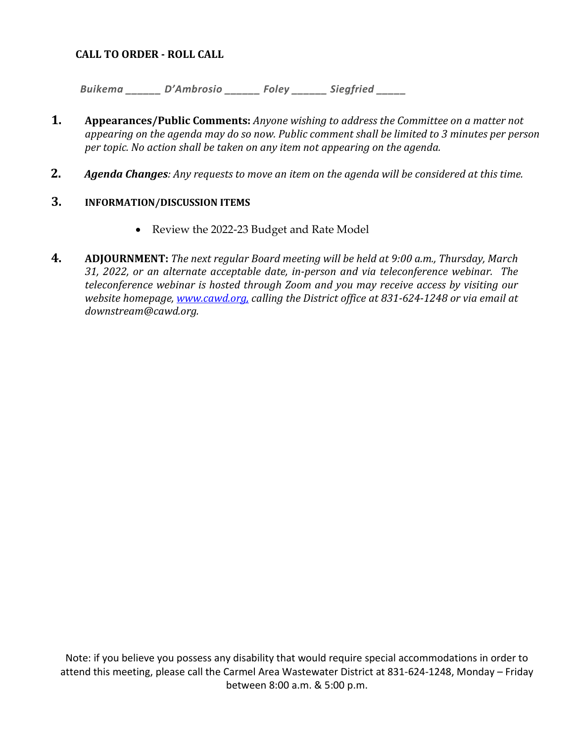**CALL TO ORDER - ROLL CALL**

*Buikema _______ D'Ambrosio _______ Foley _______ Siegfried ______*

1. **Appearances/Public Comments:** *Anyone wishing to address the Committee on a matter not appearing on the agenda may do so now. Public comment shall be limited to 3 minutes per person per topic. No action shall be taken on any item not appearing on the agenda.*

2. ***Agenda Changes****: Any requests to move an item on the agenda will be considered at this time.*

3. **INFORMATION/DISCUSSION ITEMS**

   - Review the 2022-23 Budget and Rate Model

4. **ADJOURNMENT:** *The next regular Board meeting will be held at 9:00 a.m., Thursday, March 31, 2022, or an alternate acceptable date, in-person and via teleconference webinar. The teleconference webinar is hosted through Zoom and you may receive access by visiting our website homepage, [www.cawd.org,](http://www.cawd.org) calling the District office at 831-624-1248 or via email at downstream@cawd.org.*

Note: if you believe you possess any disability that would require special accommodations in order to attend this meeting, please call the Carmel Area Wastewater District at 831-624-1248, Monday – Friday between 8:00 a.m. & 5:00 p.m.